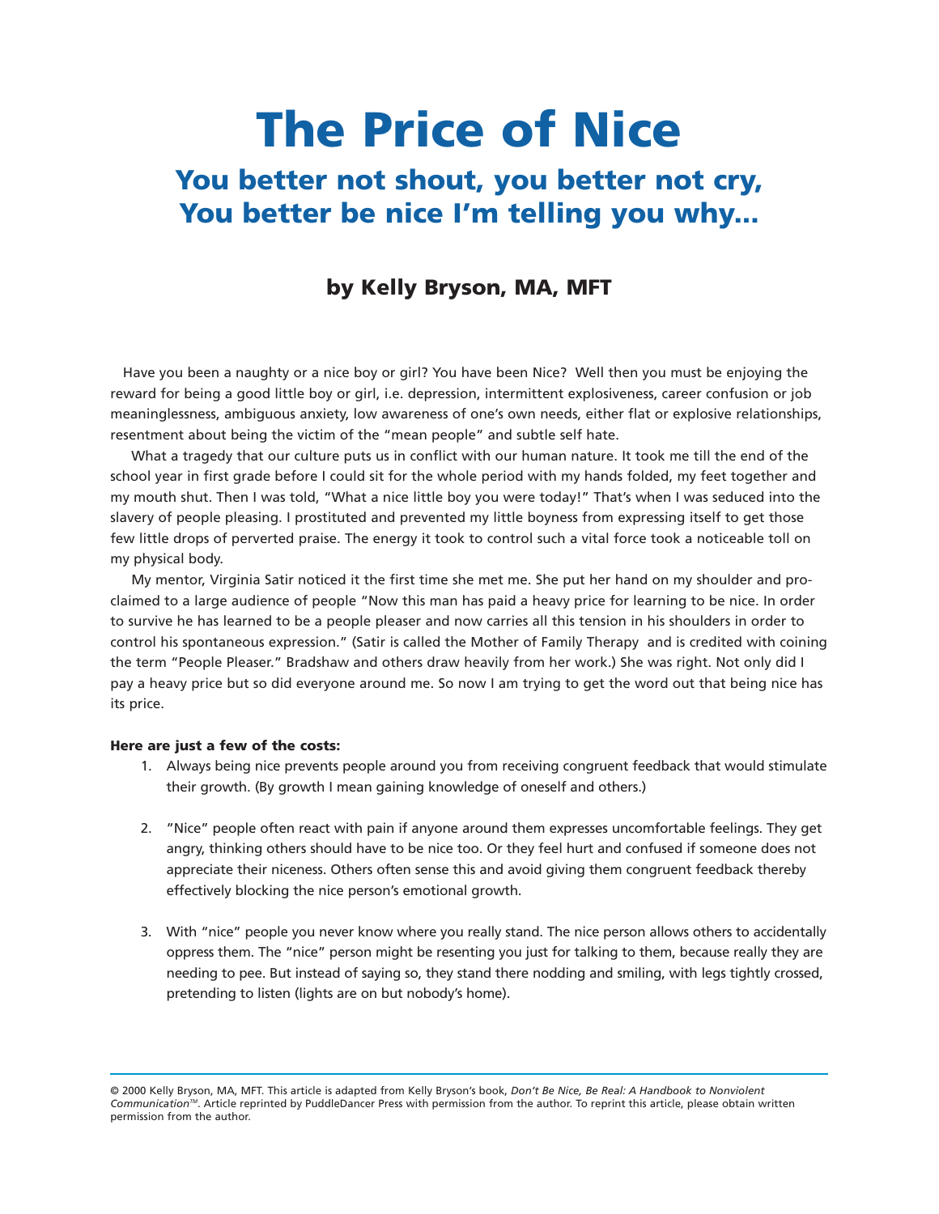# The Price of Nice

## You better not shout, you better not cry, You better be nice I'm telling you why...

### by Kelly Bryson, MA, MFT

Have you been a naughty or a nice boy or girl? You have been Nice? Well then you must be enjoying the reward for being a good little boy or girl, i.e. depression, intermittent explosiveness, career confusion or job meaninglessness, ambiguous anxiety, low awareness of one's own needs, either flat or explosive relationships, resentment about being the victim of the "mean people" and subtle self hate.

What a tragedy that our culture puts us in conflict with our human nature. It took me till the end of the school year in first grade before I could sit for the whole period with my hands folded, my feet together and my mouth shut. Then I was told, "What a nice little boy you were today!" That's when I was seduced into the slavery of people pleasing. I prostituted and prevented my little boyness from expressing itself to get those few little drops of perverted praise. The energy it took to control such a vital force took a noticeable toll on my physical body.

My mentor, Virginia Satir noticed it the first time she met me. She put her hand on my shoulder and proclaimed to a large audience of people "Now this man has paid a heavy price for learning to be nice. In order to survive he has learned to be a people pleaser and now carries all this tension in his shoulders in order to control his spontaneous expression." (Satir is called the Mother of Family Therapy and is credited with coining the term "People Pleaser." Bradshaw and others draw heavily from her work.) She was right. Not only did I pay a heavy price but so did everyone around me. So now I am trying to get the word out that being nice has its price.

**Here are just a few of the costs:**

1. Always being nice prevents people around you from receiving congruent feedback that would stimulate their growth. (By growth I mean gaining knowledge of oneself and others.)

2. "Nice" people often react with pain if anyone around them expresses uncomfortable feelings. They get angry, thinking others should have to be nice too. Or they feel hurt and confused if someone does not appreciate their niceness. Others often sense this and avoid giving them congruent feedback thereby effectively blocking the nice person's emotional growth.

3. With "nice" people you never know where you really stand. The nice person allows others to accidentally oppress them. The "nice" person might be resenting you just for talking to them, because really they are needing to pee. But instead of saying so, they stand there nodding and smiling, with legs tightly crossed, pretending to listen (lights are on but nobody's home).

---

© 2000 Kelly Bryson, MA, MFT. This article is adapted from Kelly Bryson's book, *Don't Be Nice, Be Real: A Handbook to Nonviolent Communication*™. Article reprinted by PuddleDancer Press with permission from the author. To reprint this article, please obtain written permission from the author.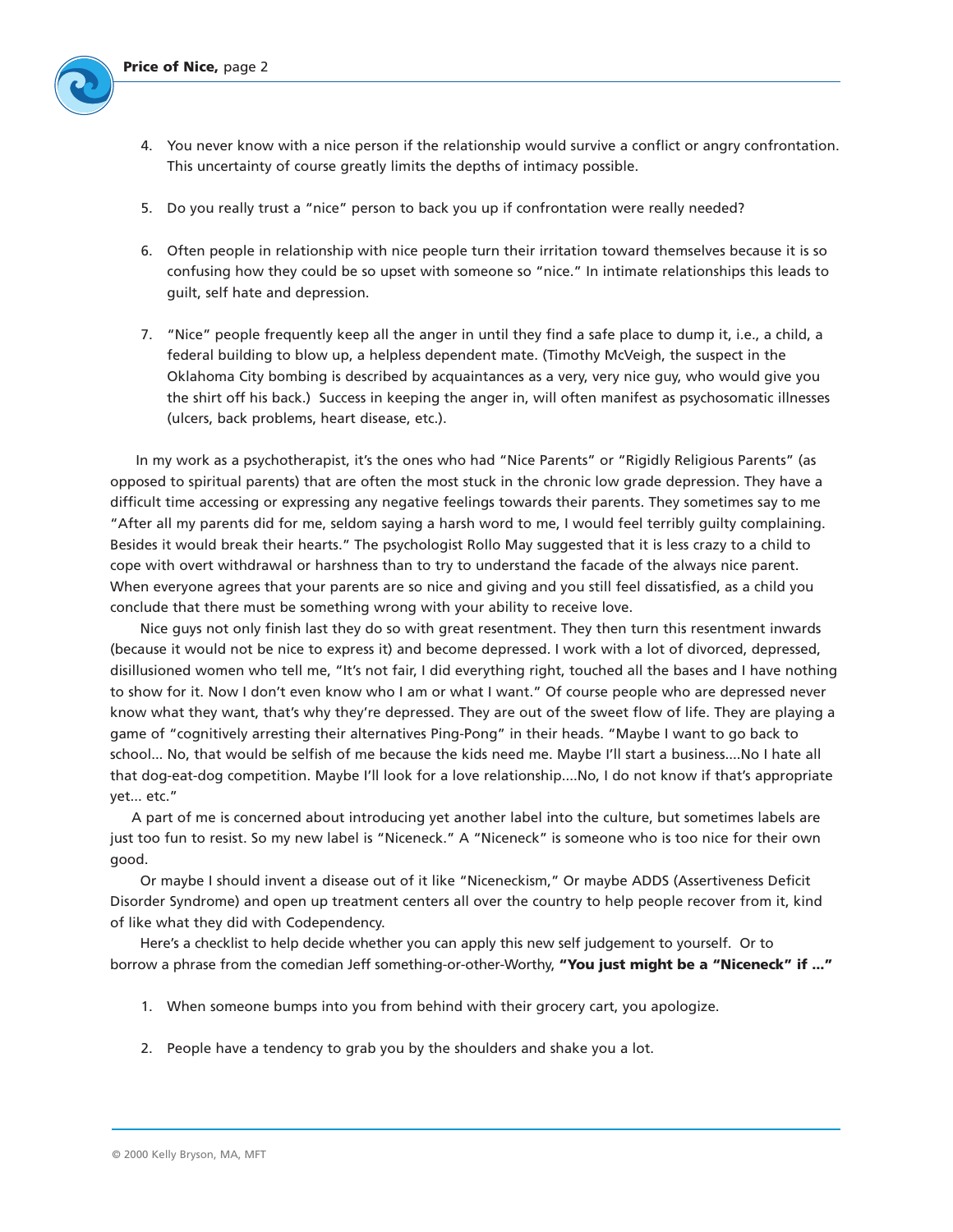4. You never know with a nice person if the relationship would survive a conflict or angry confrontation. This uncertainty of course greatly limits the depths of intimacy possible.

5. Do you really trust a "nice" person to back you up if confrontation were really needed?

6. Often people in relationship with nice people turn their irritation toward themselves because it is so confusing how they could be so upset with someone so "nice." In intimate relationships this leads to guilt, self hate and depression.

7. "Nice" people frequently keep all the anger in until they find a safe place to dump it, i.e., a child, a federal building to blow up, a helpless dependent mate. (Timothy McVeigh, the suspect in the Oklahoma City bombing is described by acquaintances as a very, very nice guy, who would give you the shirt off his back.) Success in keeping the anger in, will often manifest as psychosomatic illnesses (ulcers, back problems, heart disease, etc.).

In my work as a psychotherapist, it's the ones who had "Nice Parents" or "Rigidly Religious Parents" (as opposed to spiritual parents) that are often the most stuck in the chronic low grade depression. They have a difficult time accessing or expressing any negative feelings towards their parents. They sometimes say to me "After all my parents did for me, seldom saying a harsh word to me, I would feel terribly guilty complaining. Besides it would break their hearts." The psychologist Rollo May suggested that it is less crazy to a child to cope with overt withdrawal or harshness than to try to understand the facade of the always nice parent. When everyone agrees that your parents are so nice and giving and you still feel dissatisfied, as a child you conclude that there must be something wrong with your ability to receive love.

Nice guys not only finish last they do so with great resentment. They then turn this resentment inwards (because it would not be nice to express it) and become depressed. I work with a lot of divorced, depressed, disillusioned women who tell me, "It's not fair, I did everything right, touched all the bases and I have nothing to show for it. Now I don't even know who I am or what I want." Of course people who are depressed never know what they want, that's why they're depressed. They are out of the sweet flow of life. They are playing a game of "cognitively arresting their alternatives Ping-Pong" in their heads. "Maybe I want to go back to school... No, that would be selfish of me because the kids need me. Maybe I'll start a business....No I hate all that dog-eat-dog competition. Maybe I'll look for a love relationship....No, I do not know if that's appropriate yet... etc."

A part of me is concerned about introducing yet another label into the culture, but sometimes labels are just too fun to resist. So my new label is "Niceneck." A "Niceneck" is someone who is too nice for their own good.

Or maybe I should invent a disease out of it like "Niceneckism," Or maybe ADDS (Assertiveness Deficit Disorder Syndrome) and open up treatment centers all over the country to help people recover from it, kind of like what they did with Codependency.

Here's a checklist to help decide whether you can apply this new self judgement to yourself. Or to borrow a phrase from the comedian Jeff something-or-other-Worthy, **"You just might be a "Niceneck" if ..."**

1. When someone bumps into you from behind with their grocery cart, you apologize.

2. People have a tendency to grab you by the shoulders and shake you a lot.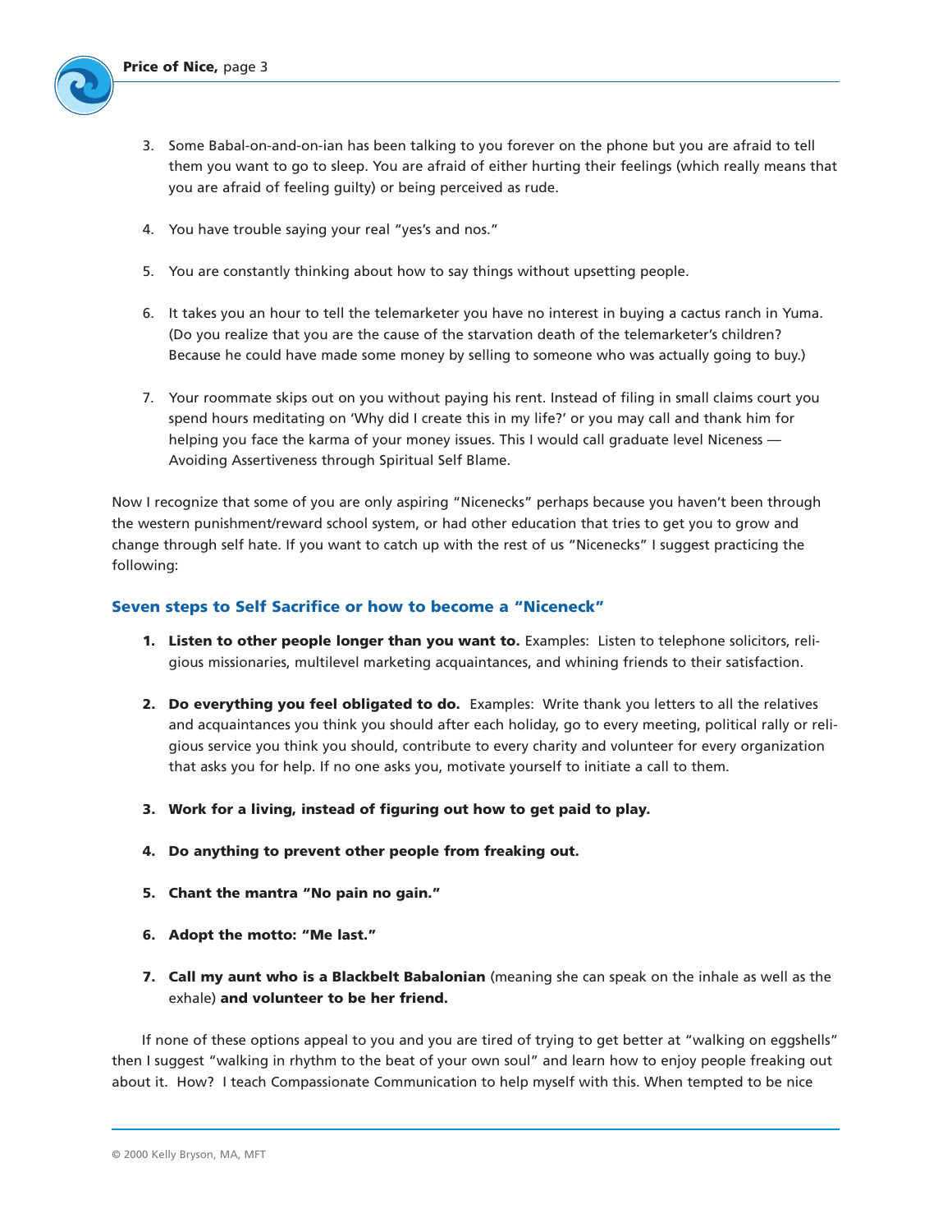3. Some Babal-on-and-on-ian has been talking to you forever on the phone but you are afraid to tell them you want to go to sleep. You are afraid of either hurting their feelings (which really means that you are afraid of feeling guilty) or being perceived as rude.

4. You have trouble saying your real "yes's and nos."

5. You are constantly thinking about how to say things without upsetting people.

6. It takes you an hour to tell the telemarketer you have no interest in buying a cactus ranch in Yuma. (Do you realize that you are the cause of the starvation death of the telemarketer's children? Because he could have made some money by selling to someone who was actually going to buy.)

7. Your roommate skips out on you without paying his rent. Instead of filing in small claims court you spend hours meditating on 'Why did I create this in my life?' or you may call and thank him for helping you face the karma of your money issues. This I would call graduate level Niceness — Avoiding Assertiveness through Spiritual Self Blame.

Now I recognize that some of you are only aspiring "Nicenecks" perhaps because you haven't been through the western punishment/reward school system, or had other education that tries to get you to grow and change through self hate. If you want to catch up with the rest of us "Nicenecks" I suggest practicing the following:

### Seven steps to Self Sacrifice or how to become a "Niceneck"

1. **Listen to other people longer than you want to.** Examples: Listen to telephone solicitors, religious missionaries, multilevel marketing acquaintances, and whining friends to their satisfaction.

2. **Do everything you feel obligated to do.** Examples: Write thank you letters to all the relatives and acquaintances you think you should after each holiday, go to every meeting, political rally or religious service you think you should, contribute to every charity and volunteer for every organization that asks you for help. If no one asks you, motivate yourself to initiate a call to them.

3. **Work for a living, instead of figuring out how to get paid to play.**

4. **Do anything to prevent other people from freaking out.**

5. **Chant the mantra "No pain no gain."**

6. **Adopt the motto: "Me last."**

7. **Call my aunt who is a Blackbelt Babalonian** (meaning she can speak on the inhale as well as the exhale) **and volunteer to be her friend.**

If none of these options appeal to you and you are tired of trying to get better at "walking on eggshells" then I suggest "walking in rhythm to the beat of your own soul" and learn how to enjoy people freaking out about it. How? I teach Compassionate Communication to help myself with this. When tempted to be nice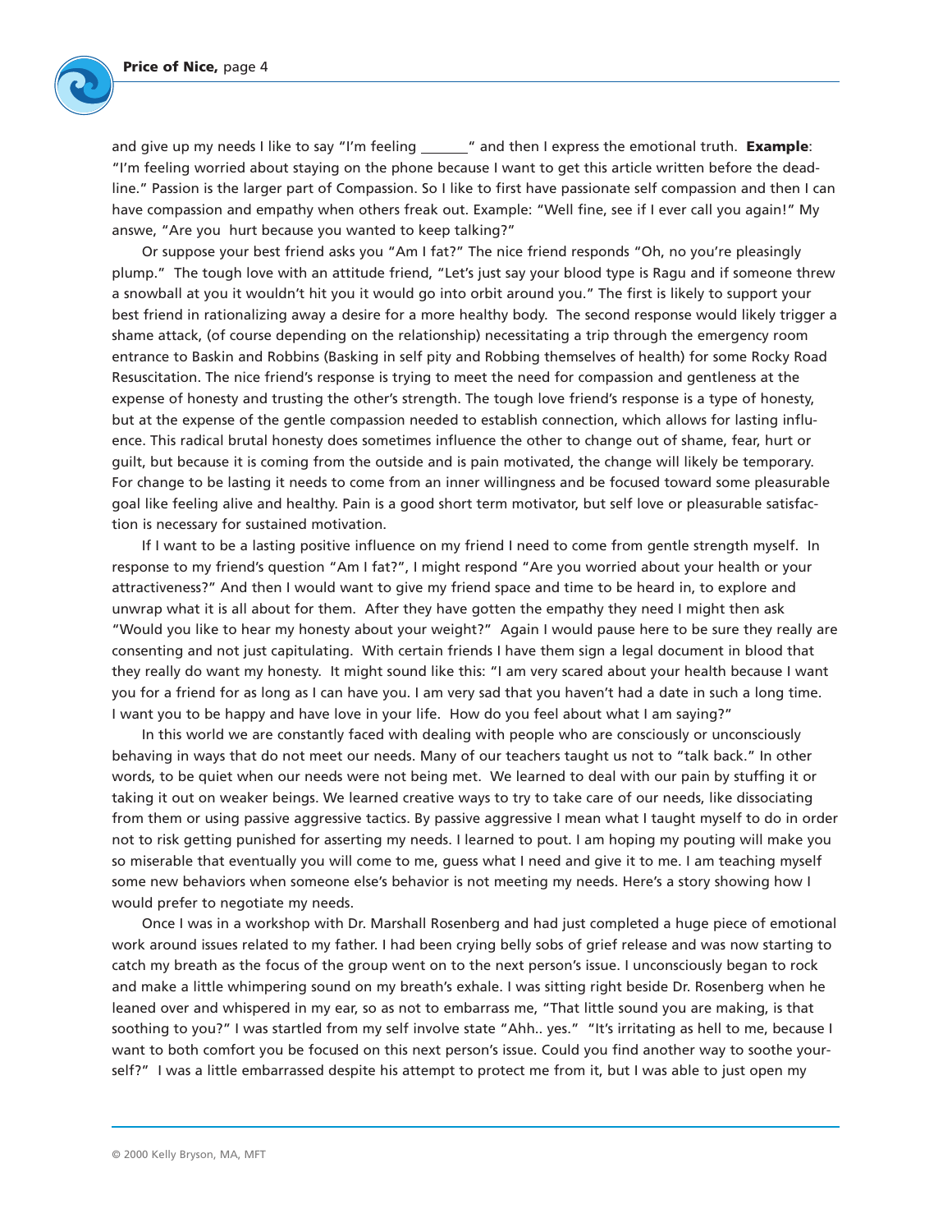and give up my needs I like to say "I'm feeling ______" and then I express the emotional truth. **Example**: "I'm feeling worried about staying on the phone because I want to get this article written before the deadline." Passion is the larger part of Compassion. So I like to first have passionate self compassion and then I can have compassion and empathy when others freak out. Example: "Well fine, see if I ever call you again!" My answe, "Are you hurt because you wanted to keep talking?"

Or suppose your best friend asks you "Am I fat?" The nice friend responds "Oh, no you're pleasingly plump." The tough love with an attitude friend, "Let's just say your blood type is Ragu and if someone threw a snowball at you it wouldn't hit you it would go into orbit around you." The first is likely to support your best friend in rationalizing away a desire for a more healthy body. The second response would likely trigger a shame attack, (of course depending on the relationship) necessitating a trip through the emergency room entrance to Baskin and Robbins (Basking in self pity and Robbing themselves of health) for some Rocky Road Resuscitation. The nice friend's response is trying to meet the need for compassion and gentleness at the expense of honesty and trusting the other's strength. The tough love friend's response is a type of honesty, but at the expense of the gentle compassion needed to establish connection, which allows for lasting influence. This radical brutal honesty does sometimes influence the other to change out of shame, fear, hurt or guilt, but because it is coming from the outside and is pain motivated, the change will likely be temporary. For change to be lasting it needs to come from an inner willingness and be focused toward some pleasurable goal like feeling alive and healthy. Pain is a good short term motivator, but self love or pleasurable satisfaction is necessary for sustained motivation.

If I want to be a lasting positive influence on my friend I need to come from gentle strength myself. In response to my friend's question "Am I fat?", I might respond "Are you worried about your health or your attractiveness?" And then I would want to give my friend space and time to be heard in, to explore and unwrap what it is all about for them. After they have gotten the empathy they need I might then ask "Would you like to hear my honesty about your weight?" Again I would pause here to be sure they really are consenting and not just capitulating. With certain friends I have them sign a legal document in blood that they really do want my honesty. It might sound like this: "I am very scared about your health because I want you for a friend for as long as I can have you. I am very sad that you haven't had a date in such a long time. I want you to be happy and have love in your life. How do you feel about what I am saying?"

In this world we are constantly faced with dealing with people who are consciously or unconsciously behaving in ways that do not meet our needs. Many of our teachers taught us not to "talk back." In other words, to be quiet when our needs were not being met. We learned to deal with our pain by stuffing it or taking it out on weaker beings. We learned creative ways to try to take care of our needs, like dissociating from them or using passive aggressive tactics. By passive aggressive I mean what I taught myself to do in order not to risk getting punished for asserting my needs. I learned to pout. I am hoping my pouting will make you so miserable that eventually you will come to me, guess what I need and give it to me. I am teaching myself some new behaviors when someone else's behavior is not meeting my needs. Here's a story showing how I would prefer to negotiate my needs.

Once I was in a workshop with Dr. Marshall Rosenberg and had just completed a huge piece of emotional work around issues related to my father. I had been crying belly sobs of grief release and was now starting to catch my breath as the focus of the group went on to the next person's issue. I unconsciously began to rock and make a little whimpering sound on my breath's exhale. I was sitting right beside Dr. Rosenberg when he leaned over and whispered in my ear, so as not to embarrass me, "That little sound you are making, is that soothing to you?" I was startled from my self involve state "Ahh.. yes." "It's irritating as hell to me, because I want to both comfort you be focused on this next person's issue. Could you find another way to soothe yourself?" I was a little embarrassed despite his attempt to protect me from it, but I was able to just open my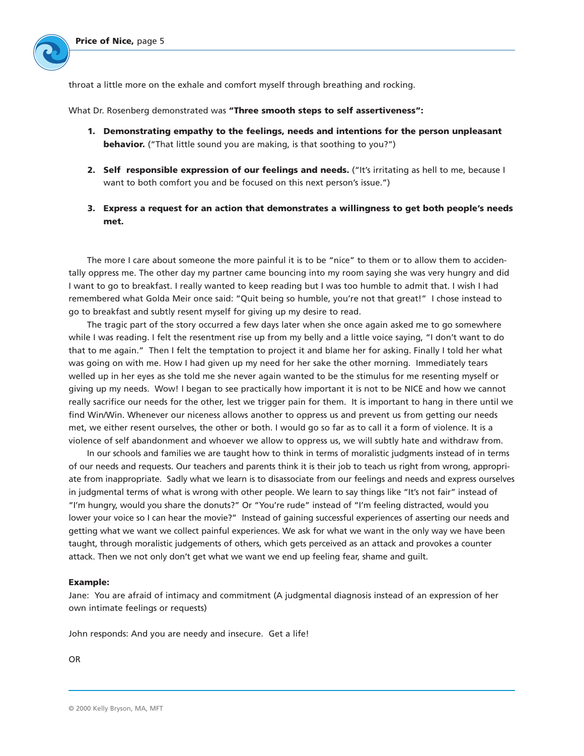throat a little more on the exhale and comfort myself through breathing and rocking.

What Dr. Rosenberg demonstrated was **"Three smooth steps to self assertiveness":**

1. **Demonstrating empathy to the feelings, needs and intentions for the person unpleasant behavior.** ("That little sound you are making, is that soothing to you?")

2. **Self responsible expression of our feelings and needs.** ("It's irritating as hell to me, because I want to both comfort you and be focused on this next person's issue.")

3. **Express a request for an action that demonstrates a willingness to get both people's needs met.**

The more I care about someone the more painful it is to be "nice" to them or to allow them to accidentally oppress me. The other day my partner came bouncing into my room saying she was very hungry and did I want to go to breakfast. I really wanted to keep reading but I was too humble to admit that. I wish I had remembered what Golda Meir once said: "Quit being so humble, you're not that great!" I chose instead to go to breakfast and subtly resent myself for giving up my desire to read.

The tragic part of the story occurred a few days later when she once again asked me to go somewhere while I was reading. I felt the resentment rise up from my belly and a little voice saying, "I don't want to do that to me again." Then I felt the temptation to project it and blame her for asking. Finally I told her what was going on with me. How I had given up my need for her sake the other morning. Immediately tears welled up in her eyes as she told me she never again wanted to be the stimulus for me resenting myself or giving up my needs. Wow! I began to see practically how important it is not to be NICE and how we cannot really sacrifice our needs for the other, lest we trigger pain for them. It is important to hang in there until we find Win/Win. Whenever our niceness allows another to oppress us and prevent us from getting our needs met, we either resent ourselves, the other or both. I would go so far as to call it a form of violence. It is a violence of self abandonment and whoever we allow to oppress us, we will subtly hate and withdraw from.

In our schools and families we are taught how to think in terms of moralistic judgments instead of in terms of our needs and requests. Our teachers and parents think it is their job to teach us right from wrong, appropriate from inappropriate. Sadly what we learn is to disassociate from our feelings and needs and express ourselves in judgmental terms of what is wrong with other people. We learn to say things like "It's not fair" instead of "I'm hungry, would you share the donuts?" Or "You're rude" instead of "I'm feeling distracted, would you lower your voice so I can hear the movie?" Instead of gaining successful experiences of asserting our needs and getting what we want we collect painful experiences. We ask for what we want in the only way we have been taught, through moralistic judgements of others, which gets perceived as an attack and provokes a counter attack. Then we not only don't get what we want we end up feeling fear, shame and guilt.

**Example:**

Jane: You are afraid of intimacy and commitment (A judgmental diagnosis instead of an expression of her own intimate feelings or requests)

John responds: And you are needy and insecure. Get a life!

OR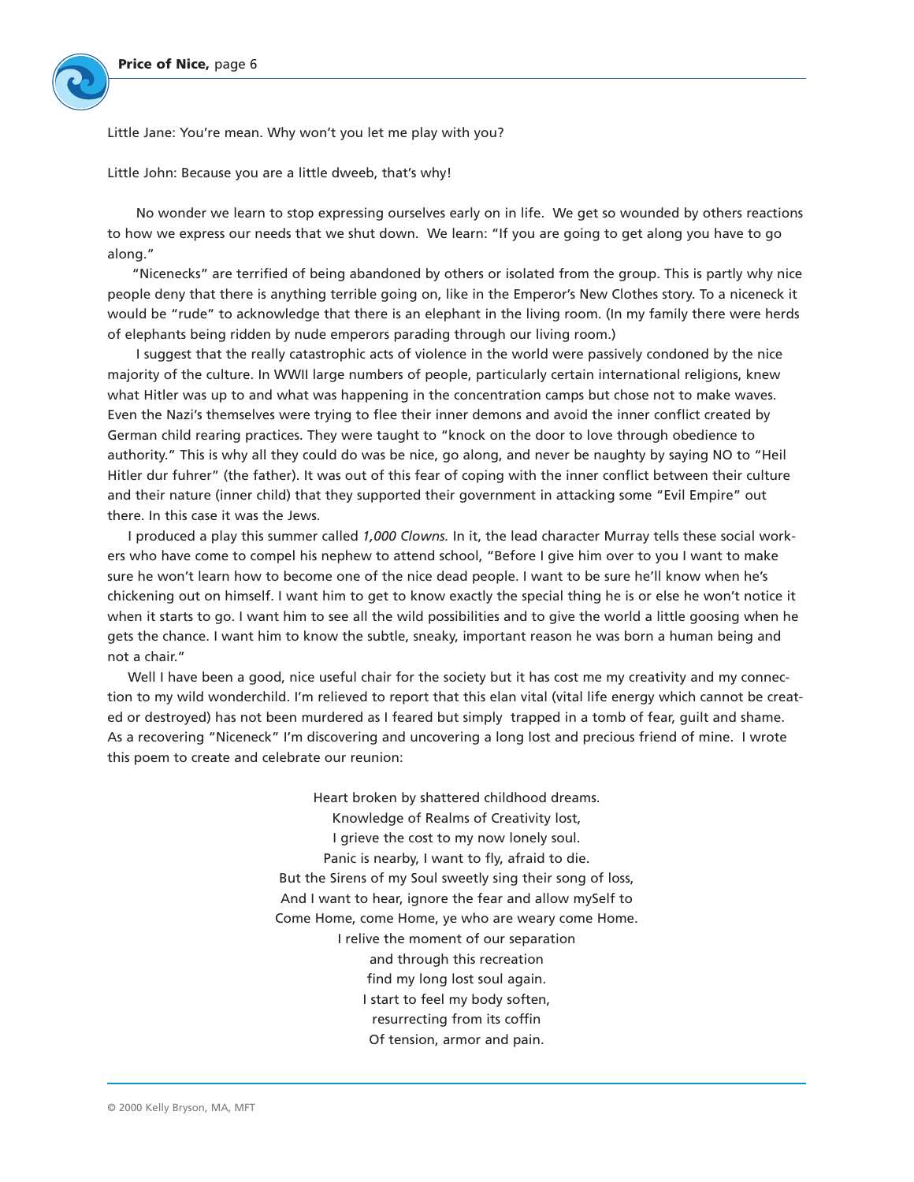Little Jane: You're mean. Why won't you let me play with you?

Little John: Because you are a little dweeb, that's why!

No wonder we learn to stop expressing ourselves early on in life. We get so wounded by others reactions to how we express our needs that we shut down. We learn: "If you are going to get along you have to go along."

"Nicenecks" are terrified of being abandoned by others or isolated from the group. This is partly why nice people deny that there is anything terrible going on, like in the Emperor's New Clothes story. To a niceneck it would be "rude" to acknowledge that there is an elephant in the living room. (In my family there were herds of elephants being ridden by nude emperors parading through our living room.)

I suggest that the really catastrophic acts of violence in the world were passively condoned by the nice majority of the culture. In WWII large numbers of people, particularly certain international religions, knew what Hitler was up to and what was happening in the concentration camps but chose not to make waves. Even the Nazi's themselves were trying to flee their inner demons and avoid the inner conflict created by German child rearing practices. They were taught to "knock on the door to love through obedience to authority." This is why all they could do was be nice, go along, and never be naughty by saying NO to "Heil Hitler dur fuhrer" (the father). It was out of this fear of coping with the inner conflict between their culture and their nature (inner child) that they supported their government in attacking some "Evil Empire" out there. In this case it was the Jews.

I produced a play this summer called *1,000 Clowns.* In it, the lead character Murray tells these social workers who have come to compel his nephew to attend school, "Before I give him over to you I want to make sure he won't learn how to become one of the nice dead people. I want to be sure he'll know when he's chickening out on himself. I want him to get to know exactly the special thing he is or else he won't notice it when it starts to go. I want him to see all the wild possibilities and to give the world a little goosing when he gets the chance. I want him to know the subtle, sneaky, important reason he was born a human being and not a chair."

Well I have been a good, nice useful chair for the society but it has cost me my creativity and my connection to my wild wonderchild. I'm relieved to report that this elan vital (vital life energy which cannot be created or destroyed) has not been murdered as I feared but simply trapped in a tomb of fear, guilt and shame. As a recovering "Niceneck" I'm discovering and uncovering a long lost and precious friend of mine. I wrote this poem to create and celebrate our reunion:

Heart broken by shattered childhood dreams.
Knowledge of Realms of Creativity lost,
I grieve the cost to my now lonely soul.
Panic is nearby, I want to fly, afraid to die.
But the Sirens of my Soul sweetly sing their song of loss,
And I want to hear, ignore the fear and allow mySelf to
Come Home, come Home, ye who are weary come Home.
I relive the moment of our separation
and through this recreation
find my long lost soul again.
I start to feel my body soften,
resurrecting from its coffin
Of tension, armor and pain.

© 2000 Kelly Bryson, MA, MFT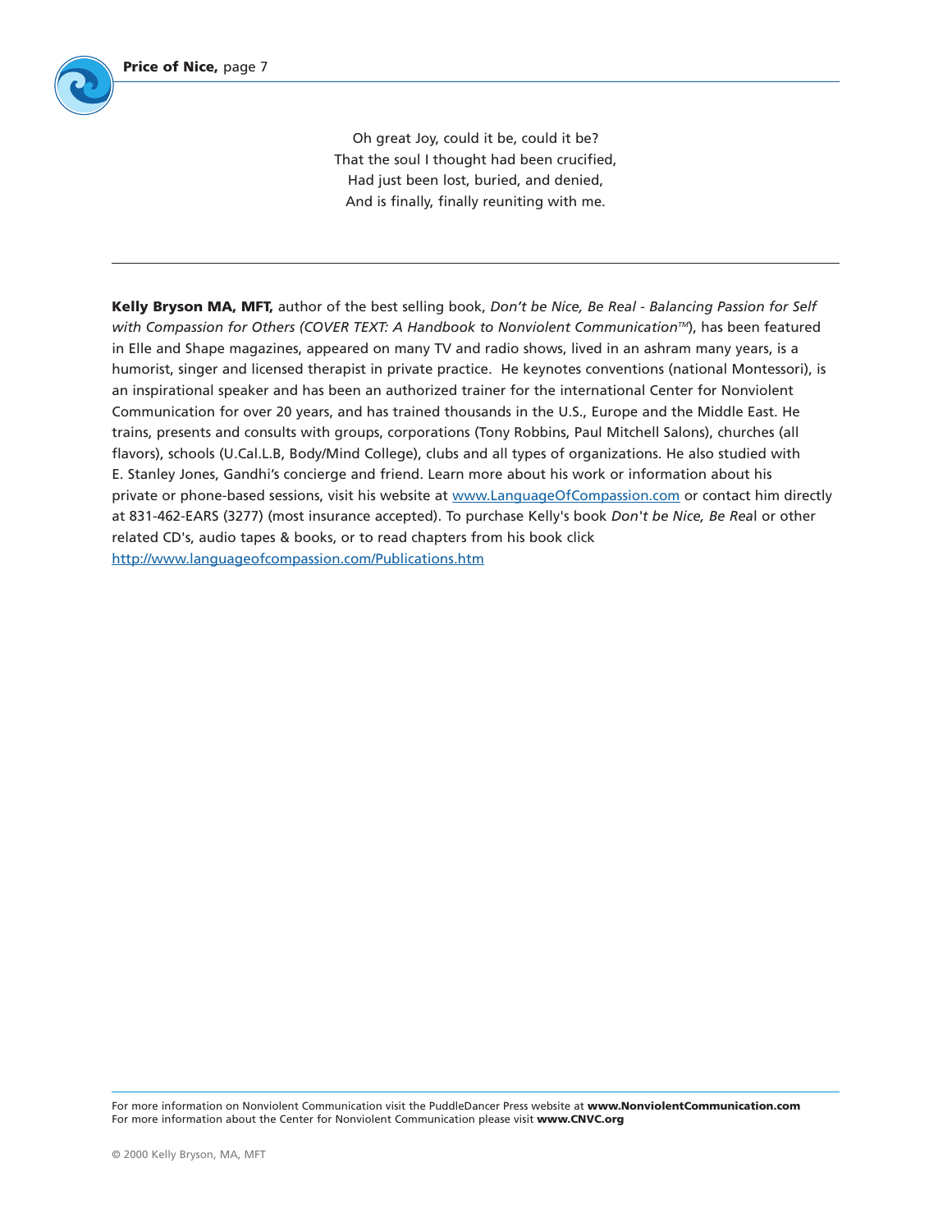Oh great Joy, could it be, could it be?  
That the soul I thought had been crucified,  
Had just been lost, buried, and denied,  
And is finally, finally reuniting with me.

---

**Kelly Bryson MA, MFT,** author of the best selling book, *Don't be Nice, Be Real - Balancing Passion for Self with Compassion for Others (COVER TEXT: A Handbook to Nonviolent Communication™)*, has been featured in Elle and Shape magazines, appeared on many TV and radio shows, lived in an ashram many years, is a humorist, singer and licensed therapist in private practice. He keynotes conventions (national Montessori), is an inspirational speaker and has been an authorized trainer for the international Center for Nonviolent Communication for over 20 years, and has trained thousands in the U.S., Europe and the Middle East. He trains, presents and consults with groups, corporations (Tony Robbins, Paul Mitchell Salons), churches (all flavors), schools (U.Cal.L.B, Body/Mind College), clubs and all types of organizations. He also studied with E. Stanley Jones, Gandhi's concierge and friend. Learn more about his work or information about his private or phone-based sessions, visit his website at [www.LanguageOfCompassion.com](http://www.LanguageOfCompassion.com) or contact him directly at 831-462-EARS (3277) (most insurance accepted). To purchase Kelly's book *Don't be Nice, Be Rea*l or other related CD's, audio tapes & books, or to read chapters from his book click [http://www.languageofcompassion.com/Publications.htm](http://www.languageofcompassion.com/Publications.htm)

For more information on Nonviolent Communication visit the PuddleDancer Press website at **www.NonviolentCommunication.com**
For more information about the Center for Nonviolent Communication please visit **www.CNVC.org**

© 2000 Kelly Bryson, MA, MFT